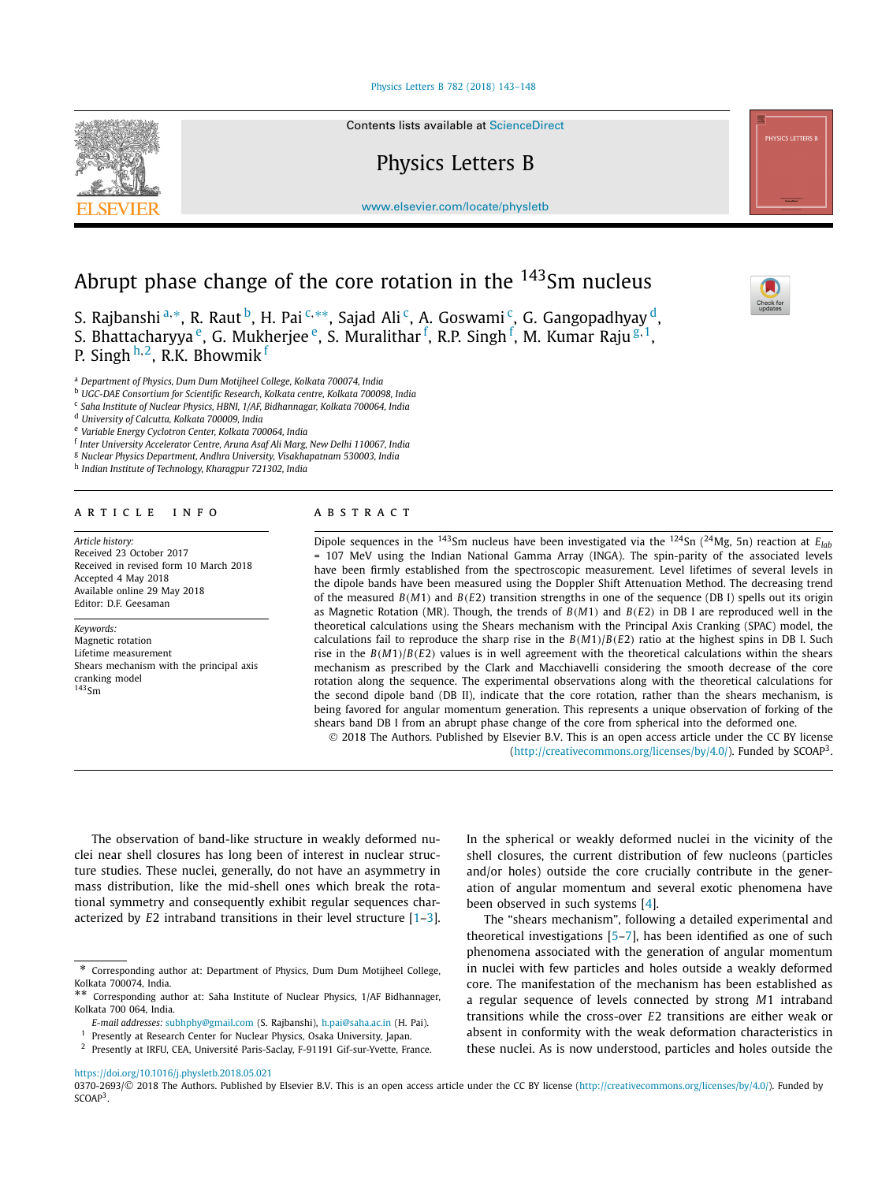# Abrupt phase change of the core rotation in the $^{143}$Sm nucleus

S. Rajbanshi [a,*], R. Raut [b], H. Pai [c,**], Sajad Ali [c], A. Goswami [c], G. Gangopadhyay [d], S. Bhattacharyya [e], G. Mukherjee [e], S. Muralithar [f], R.P. Singh [f], M. Kumar Raju [g,1], P. Singh [h,2], R.K. Bhowmik [f]

[a] Department of Physics, Dum Dum Motijheel College, Kolkata 700074, India
[b] UGC-DAE Consortium for Scientific Research, Kolkata centre, Kolkata 700098, India
[c] Saha Institute of Nuclear Physics, HBNI, 1/AF, Bidhannagar, Kolkata 700064, India
[d] University of Calcutta, Kolkata 700009, India
[e] Variable Energy Cyclotron Center, Kolkata 700064, India
[f] Inter University Accelerator Centre, Aruna Asaf Ali Marg, New Delhi 110067, India
[g] Nuclear Physics Department, Andhra University, Visakhapatnam 530003, India
[h] Indian Institute of Technology, Kharagpur 721302, India

## ARTICLE INFO

*Article history:*
Received 23 October 2017
Received in revised form 10 March 2018
Accepted 4 May 2018
Available online 29 May 2018
Editor: D.F. Geesaman

*Keywords:*
Magnetic rotation
Lifetime measurement
Shears mechanism with the principal axis cranking model
$^{143}$Sm

## ABSTRACT

Dipole sequences in the $^{143}$Sm nucleus have been investigated via the $^{124}$Sn ($^{24}$Mg, 5n) reaction at $E_{lab}$ = 107 MeV using the Indian National Gamma Array (INGA). The spin-parity of the associated levels have been firmly established from the spectroscopic measurement. Level lifetimes of several levels in the dipole bands have been measured using the Doppler Shift Attenuation Method. The decreasing trend of the measured $B(M1)$ and $B(E2)$ transition strengths in one of the sequence (DB I) spells out its origin as Magnetic Rotation (MR). Though, the trends of $B(M1)$ and $B(E2)$ in DB I are reproduced well in the theoretical calculations using the Shears mechanism with the Principal Axis Cranking (SPAC) model, the calculations fail to reproduce the sharp rise in the $B(M1)/B(E2)$ ratio at the highest spins in DB I. Such rise in the $B(M1)/B(E2)$ values is in well agreement with the theoretical calculations within the shears mechanism as prescribed by the Clark and Macchiavelli considering the smooth decrease of the core rotation along the sequence. The experimental observations along with the theoretical calculations for the second dipole band (DB II), indicate that the core rotation, rather than the shears mechanism, is being favored for angular momentum generation. This represents a unique observation of forking of the shears band DB I from an abrupt phase change of the core from spherical into the deformed one.

© 2018 The Authors. Published by Elsevier B.V. This is an open access article under the CC BY license (http://creativecommons.org/licenses/by/4.0/). Funded by SCOAP$^3$.

The observation of band-like structure in weakly deformed nuclei near shell closures has long been of interest in nuclear structure studies. These nuclei, generally, do not have an asymmetry in mass distribution, like the mid-shell ones which break the rotational symmetry and consequently exhibit regular sequences characterized by $E2$ intraband transitions in their level structure [1–3]. In the spherical or weakly deformed nuclei in the vicinity of the shell closures, the current distribution of few nucleons (particles and/or holes) outside the core crucially contribute in the generation of angular momentum and several exotic phenomena have been observed in such systems [4].

The "shears mechanism", following a detailed experimental and theoretical investigations [5–7], has been identified as one of such phenomena associated with the generation of angular momentum in nuclei with few particles and holes outside a weakly deformed core. The manifestation of the mechanism has been established as a regular sequence of levels connected by strong $M1$ intraband transitions while the cross-over $E2$ transitions are either weak or absent in conformity with the weak deformation characteristics in these nuclei. As is now understood, particles and holes outside the

\* Corresponding author at: Department of Physics, Dum Dum Motijheel College, Kolkata 700074, India.
\*\* Corresponding author at: Saha Institute of Nuclear Physics, 1/AF Bidhannagar, Kolkata 700 064, India.
*E-mail addresses:* subhphy@gmail.com (S. Rajbanshi), h.pai@saha.ac.in (H. Pai).
[1] Presently at Research Center for Nuclear Physics, Osaka University, Japan.
[2] Presently at IRFU, CEA, Université Paris-Saclay, F-91191 Gif-sur-Yvette, France.

https://doi.org/10.1016/j.physletb.2018.05.021
0370-2693/© 2018 The Authors. Published by Elsevier B.V. This is an open access article under the CC BY license (http://creativecommons.org/licenses/by/4.0/). Funded by SCOAP$^3$.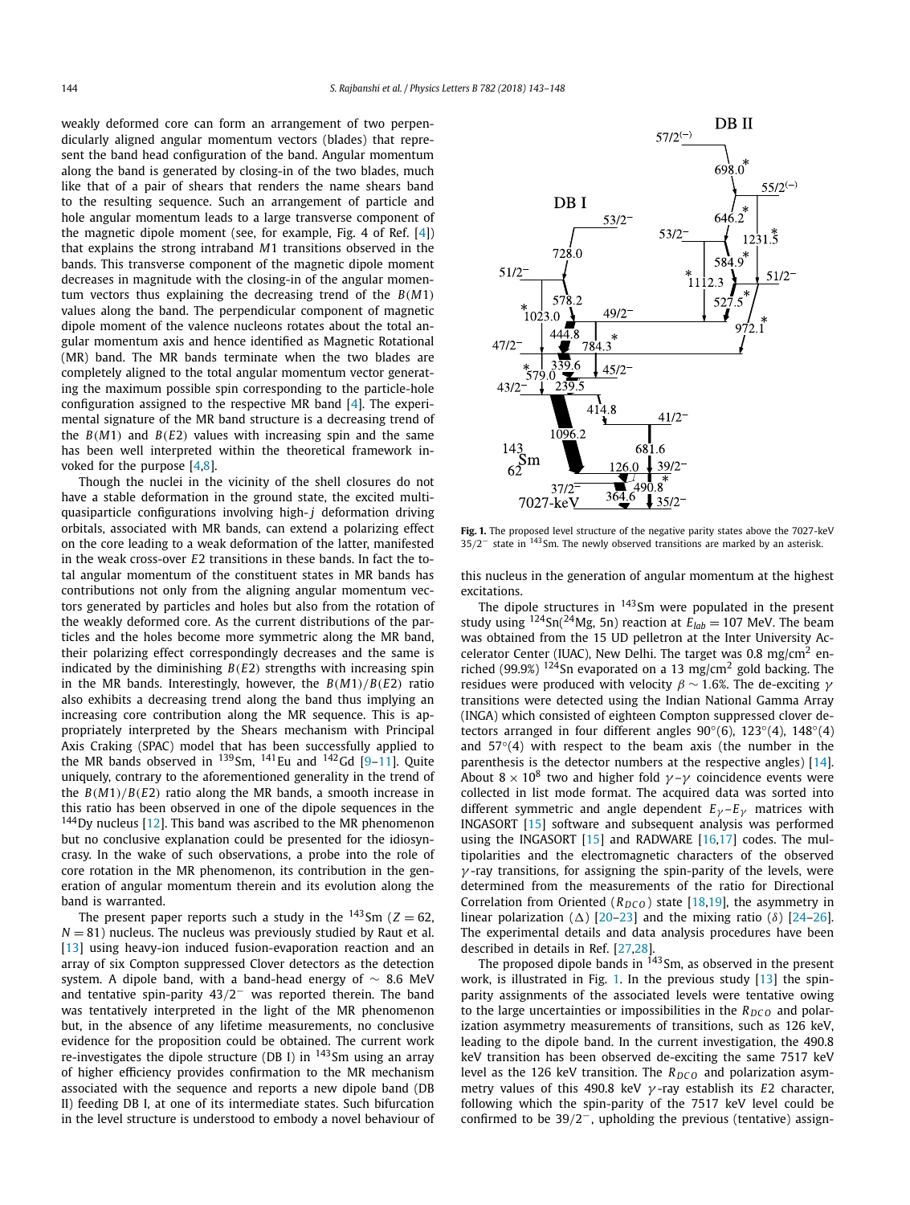weakly deformed core can form an arrangement of two perpendicularly aligned angular momentum vectors (blades) that represent the band head configuration of the band. Angular momentum along the band is generated by closing-in of the two blades, much like that of a pair of shears that renders the name shears band to the resulting sequence. Such an arrangement of particle and hole angular momentum leads to a large transverse component of the magnetic dipole moment (see, for example, Fig. 4 of Ref. [4]) that explains the strong intraband $M1$ transitions observed in the bands. This transverse component of the magnetic dipole moment decreases in magnitude with the closing-in of the angular momentum vectors thus explaining the decreasing trend of the $B(M1)$ values along the band. The perpendicular component of magnetic dipole moment of the valence nucleons rotates about the total angular momentum axis and hence identified as Magnetic Rotational (MR) band. The MR bands terminate when the two blades are completely aligned to the total angular momentum vector generating the maximum possible spin corresponding to the particle-hole configuration assigned to the respective MR band [4]. The experimental signature of the MR band structure is a decreasing trend of the $B(M1)$ and $B(E2)$ values with increasing spin and the same has been well interpreted within the theoretical framework invoked for the purpose [4,8].

Though the nuclei in the vicinity of the shell closures do not have a stable deformation in the ground state, the excited multi-quasiparticle configurations involving high-$j$ deformation driving orbitals, associated with MR bands, can extend a polarizing effect on the core leading to a weak deformation of the latter, manifested in the weak cross-over $E2$ transitions in these bands. In fact the total angular momentum of the constituent states in MR bands has contributions not only from the aligning angular momentum vectors generated by particles and holes but also from the rotation of the weakly deformed core. As the current distributions of the particles and the holes become more symmetric along the MR band, their polarizing effect correspondingly decreases and the same is indicated by the diminishing $B(E2)$ strengths with increasing spin in the MR bands. Interestingly, however, the $B(M1)/B(E2)$ ratio also exhibits a decreasing trend along the band thus implying an increasing core contribution along the MR sequence. This is appropriately interpreted by the Shears mechanism with Principal Axis Craking (SPAC) model that has been successfully applied to the MR bands observed in $^{139}$Sm, $^{141}$Eu and $^{142}$Gd [9–11]. Quite uniquely, contrary to the aforementioned generality in the trend of the $B(M1)/B(E2)$ ratio along the MR bands, a smooth increase in this ratio has been observed in one of the dipole sequences in the $^{144}$Dy nucleus [12]. This band was ascribed to the MR phenomenon but no conclusive explanation could be presented for the idiosyncrasy. In the wake of such observations, a probe into the role of core rotation in the MR phenomenon, its contribution in the generation of angular momentum therein and its evolution along the band is warranted.

The present paper reports such a study in the $^{143}$Sm ($Z = 62$, $N = 81$) nucleus. The nucleus was previously studied by Raut et al. [13] using heavy-ion induced fusion-evaporation reaction and an array of six Compton suppressed Clover detectors as the detection system. A dipole band, with a band-head energy of $\sim$ 8.6 MeV and tentative spin-parity $43/2^-$ was reported therein. The band was tentatively interpreted in the light of the MR phenomenon but, in the absence of any lifetime measurements, no conclusive evidence for the proposition could be obtained. The current work re-investigates the dipole structure (DB I) in $^{143}$Sm using an array of higher efficiency provides confirmation to the MR mechanism associated with the sequence and reports a new dipole band (DB II) feeding DB I, at one of its intermediate states. Such bifurcation in the level structure is understood to embody a novel behaviour of this nucleus in the generation of angular momentum at the highest excitations.

**Fig. 1.** The proposed level structure of the negative parity states above the 7027-keV $35/2^-$ state in $^{143}$Sm. The newly observed transitions are marked by an asterisk.

The dipole structures in $^{143}$Sm were populated in the present study using $^{124}$Sn($^{24}$Mg, 5n) reaction at $E_{lab} = 107$ MeV. The beam was obtained from the 15 UD pelletron at the Inter University Accelerator Center (IUAC), New Delhi. The target was 0.8 mg/cm$^2$ enriched (99.9%) $^{124}$Sn evaporated on a 13 mg/cm$^2$ gold backing. The residues were produced with velocity $\beta \sim 1.6\%$. The de-exciting $\gamma$ transitions were detected using the Indian National Gamma Array (INGA) which consisted of eighteen Compton suppressed clover detectors arranged in four different angles 90°(6), 123°(4), 148°(4) and 57°(4) with respect to the beam axis (the number in the parenthesis is the detector numbers at the respective angles) [14]. About $8 \times 10^8$ two and higher fold $\gamma$–$\gamma$ coincidence events were collected in list mode format. The acquired data was sorted into different symmetric and angle dependent $E_\gamma$–$E_\gamma$ matrices with INGASORT [15] software and subsequent analysis was performed using the INGASORT [15] and RADWARE [16,17] codes. The multipolarities and the electromagnetic characters of the observed $\gamma$-ray transitions, for assigning the spin-parity of the levels, were determined from the measurements of the ratio for Directional Correlation from Oriented ($R_{DCO}$) state [18,19], the asymmetry in linear polarization ($\Delta$) [20–23] and the mixing ratio ($\delta$) [24–26]. The experimental details and data analysis procedures have been described in details in Ref. [27,28].

The proposed dipole bands in $^{143}$Sm, as observed in the present work, is illustrated in Fig. 1. In the previous study [13] the spin-parity assignments of the associated levels were tentative owing to the large uncertainties or impossibilities in the $R_{DCO}$ and polarization asymmetry measurements of transitions, such as 126 keV, leading to the dipole band. In the current investigation, the 490.8 keV transition has been observed de-exciting the same 7517 keV level as the 126 keV transition. The $R_{DCO}$ and polarization asymmetry values of this 490.8 keV $\gamma$-ray establish its $E2$ character, following which the spin-parity of the 7517 keV level could be confirmed to be $39/2^-$, upholding the previous (tentative) assign-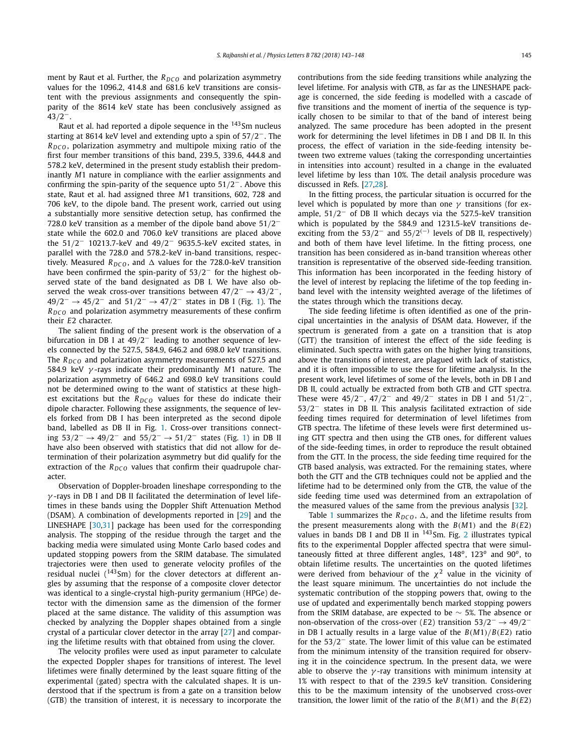ment by Raut et al. Further, the $R_{DCO}$ and polarization asymmetry values for the 1096.2, 414.8 and 681.6 keV transitions are consistent with the previous assignments and consequently the spin-parity of the 8614 keV state has been conclusively assigned as $43/2^-$.

Raut et al. had reported a dipole sequence in the $^{143}$Sm nucleus starting at 8614 keV level and extending upto a spin of $57/2^-$. The $R_{DCO}$, polarization asymmetry and multipole mixing ratio of the first four member transitions of this band, 239.5, 339.6, 444.8 and 578.2 keV, determined in the present study establish their predominantly $M1$ nature in compliance with the earlier assignments and confirming the spin-parity of the sequence upto $51/2^-$. Above this state, Raut et al. had assigned three $M1$ transitions, 602, 728 and 706 keV, to the dipole band. The present work, carried out using a substantially more sensitive detection setup, has confirmed the 728.0 keV transition as a member of the dipole band above $51/2^-$ state while the 602.0 and 706.0 keV transitions are placed above the $51/2^-$ 10213.7-keV and $49/2^-$ 9635.5-keV excited states, in parallel with the 728.0 and 578.2-keV in-band transitions, respectively. Measured $R_{DCO}$, and $\Delta$ values for the 728.0-keV transition have been confirmed the spin-parity of $53/2^-$ for the highest observed state of the band designated as DB I. We have also observed the weak cross-over transitions between $47/2^- \rightarrow 43/2^-$, $49/2^- \rightarrow 45/2^-$ and $51/2^- \rightarrow 47/2^-$ states in DB I (Fig. 1). The $R_{DCO}$ and polarization asymmetry measurements of these confirm their $E2$ character.

The salient finding of the present work is the observation of a bifurcation in DB I at $49/2^-$ leading to another sequence of levels connected by the 527.5, 584.9, 646.2 and 698.0 keV transitions. The $R_{DCO}$ and polarization asymmetry measurements of 527.5 and 584.9 keV $\gamma$-rays indicate their predominantly $M1$ nature. The polarization asymmetry of 646.2 and 698.0 keV transitions could not be determined owing to the want of statistics at these highest excitations but the $R_{DCO}$ values for these do indicate their dipole character. Following these assignments, the sequence of levels forked from DB I has been interpreted as the second dipole band, labelled as DB II in Fig. 1. Cross-over transitions connecting $53/2^- \rightarrow 49/2^-$ and $55/2^- \rightarrow 51/2^-$ states (Fig. 1) in DB II have also been observed with statistics that did not allow for determination of their polarization asymmetry but did qualify for the extraction of the $R_{DCO}$ values that confirm their quadrupole character.

Observation of Doppler-broaden lineshape corresponding to the $\gamma$-rays in DB I and DB II facilitated the determination of level lifetimes in these bands using the Doppler Shift Attenuation Method (DSAM). A combination of developments reported in [29] and the LINESHAPE [30,31] package has been used for the corresponding analysis. The stopping of the residue through the target and the backing media were simulated using Monte Carlo based codes and updated stopping powers from the SRIM database. The simulated trajectories were then used to generate velocity profiles of the residual nuclei ($^{143}$Sm) for the clover detectors at different angles by assuming that the response of a composite clover detector was identical to a single-crystal high-purity germanium (HPGe) detector with the dimension same as the dimension of the former placed at the same distance. The validity of this assumption was checked by analyzing the Doppler shapes obtained from a single crystal of a particular clover detector in the array [27] and comparing the lifetime results with that obtained from using the clover.

The velocity profiles were used as input parameter to calculate the expected Doppler shapes for transitions of interest. The level lifetimes were finally determined by the least square fitting of the experimental (gated) spectra with the calculated shapes. It is understood that if the spectrum is from a gate on a transition below (GTB) the transition of interest, it is necessary to incorporate the contributions from the side feeding transitions while analyzing the level lifetime. For analysis with GTB, as far as the LINESHAPE package is concerned, the side feeding is modelled with a cascade of five transitions and the moment of inertia of the sequence is typically chosen to be similar to that of the band of interest being analyzed. The same procedure has been adopted in the present work for determining the level lifetimes in DB I and DB II. In this process, the effect of variation in the side-feeding intensity between two extreme values (taking the corresponding uncertainties in intensities into account) resulted in a change in the evaluated level lifetime by less than 10%. The detail analysis procedure was discussed in Refs. [27,28].

In the fitting process, the particular situation is occurred for the level which is populated by more than one $\gamma$ transitions (for example, $51/2^-$ of DB II which decays via the 527.5-keV transition which is populated by the 584.9 and 1231.5-keV transitions de-exciting from the $53/2^-$ and $55/2^{(-)}$ levels of DB II, respectively) and both of them have level lifetime. In the fitting process, one transition has been considered as in-band transition whereas other transition is representative of the observed side-feeding transition. This information has been incorporated in the feeding history of the level of interest by replacing the lifetime of the top feeding in-band level with the intensity weighted average of the lifetimes of the states through which the transitions decay.

The side feeding lifetime is often identified as one of the principal uncertainties in the analysis of DSAM data. However, if the spectrum is generated from a gate on a transition that is atop (GTT) the transition of interest the effect of the side feeding is eliminated. Such spectra with gates on the higher lying transitions, above the transitions of interest, are plagued with lack of statistics, and it is often impossible to use these for lifetime analysis. In the present work, level lifetimes of some of the levels, both in DB I and DB II, could actually be extracted from both GTB and GTT spectra. These were $45/2^-$, $47/2^-$ and $49/2^-$ states in DB I and $51/2^-$, $53/2^-$ states in DB II. This analysis facilitated extraction of side feeding times required for determination of level lifetimes from GTB spectra. The lifetime of these levels were first determined using GTT spectra and then using the GTB ones, for different values of the side-feeding times, in order to reproduce the result obtained from the GTT. In the process, the side feeding time required for the GTB based analysis, was extracted. For the remaining states, where both the GTT and the GTB techniques could not be applied and the lifetime had to be determined only from the GTB, the value of the side feeding time used was determined from an extrapolation of the measured values of the same from the previous analysis [32].

Table 1 summarizes the $R_{DCO}$, $\Delta$, and the lifetime results from the present measurements along with the $B(M1)$ and the $B(E2)$ values in bands DB I and DB II in $^{143}$Sm. Fig. 2 illustrates typical fits to the experimental Doppler affected spectra that were simultaneously fitted at three different angles, $148^o$, $123^o$ and $90^o$, to obtain lifetime results. The uncertainties on the quoted lifetimes were derived from behaviour of the $\chi^2$ value in the vicinity of the least square minimum. The uncertainties do not include the systematic contribution of the stopping powers that, owing to the use of updated and experimentally bench marked stopping powers from the SRIM database, are expected to be $\sim$ 5%. The absence or non-observation of the cross-over ($E2$) transition $53/2^- \rightarrow 49/2^-$ in DB I actually results in a large value of the $B(M1)/B(E2)$ ratio for the $53/2^-$ state. The lower limit of this value can be estimated from the minimum intensity of the transition required for observing it in the coincidence spectrum. In the present data, we were able to observe the $\gamma$-ray transitions with minimum intensity at 1% with respect to that of the 239.5 keV transition. Considering this to be the maximum intensity of the unobserved cross-over transition, the lower limit of the ratio of the $B(M1)$ and the $B(E2)$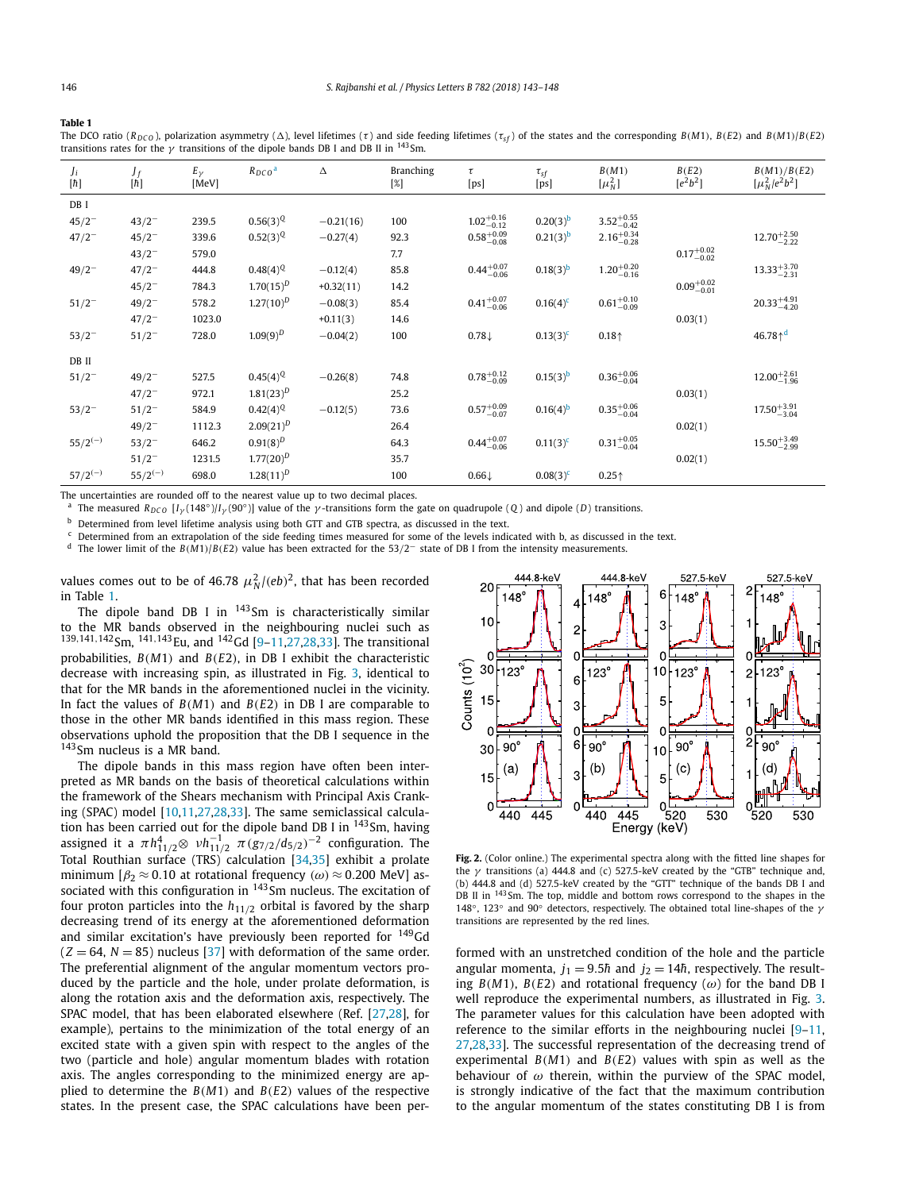**Table 1**

The DCO ratio ($R_{DCO}$), polarization asymmetry ($\Delta$), level lifetimes ($\tau$) and side feeding lifetimes ($\tau_{sf}$) of the states and the corresponding $B(M1)$, $B(E2)$ and $B(M1)/B(E2)$ transitions rates for the $\gamma$ transitions of the dipole bands DB I and DB II in $^{143}$Sm.

| $J_i$ [$\hbar$] | $J_f$ [$\hbar$] | $E_\gamma$ [MeV] | $R_{DCO}$ [a] | $\Delta$ | Branching [%] | $\tau$ [ps] | $\tau_{sf}$ [ps] | $B(M1)$ [$\mu_N^2$] | $B(E2)$ [$e^2b^2$] | $B(M1)/B(E2)$ [$\mu_N^2/e^2b^2$] |
|---|---|---|---|---|---|---|---|---|---|---|
| DB I | | | | | | | | | | |
| $45/2^-$ | $43/2^-$ | 239.5 | $0.56(3)^Q$ | −0.21(16) | 100 | $1.02^{+0.16}_{-0.12}$ | $0.20(3)^b$ | $3.52^{+0.55}_{-0.42}$ | | |
| $47/2^-$ | $45/2^-$ | 339.6 | $0.52(3)^Q$ | −0.27(4) | 92.3 | $0.58^{+0.09}_{-0.08}$ | $0.21(3)^b$ | $2.16^{+0.34}_{-0.28}$ | | $12.70^{+2.50}_{-2.22}$ |
| | $43/2^-$ | 579.0 | | | 7.7 | | | | $0.17^{+0.02}_{-0.02}$ | |
| $49/2^-$ | $47/2^-$ | 444.8 | $0.48(4)^Q$ | −0.12(4) | 85.8 | $0.44^{+0.07}_{-0.06}$ | $0.18(3)^b$ | $1.20^{+0.20}_{-0.16}$ | | $13.33^{+3.70}_{-2.31}$ |
| | $45/2^-$ | 784.3 | $1.70(15)^D$ | +0.32(11) | 14.2 | | | | $0.09^{+0.02}_{-0.01}$ | |
| $51/2^-$ | $49/2^-$ | 578.2 | $1.27(10)^D$ | −0.08(3) | 85.4 | $0.41^{+0.07}_{-0.06}$ | $0.16(4)^c$ | $0.61^{+0.10}_{-0.09}$ | | $20.33^{+4.91}_{-4.20}$ |
| | $47/2^-$ | 1023.0 | | +0.11(3) | 14.6 | | | | 0.03(1) | |
| $53/2^-$ | $51/2^-$ | 728.0 | $1.09(9)^D$ | −0.04(2) | 100 | 0.78↓ | $0.13(3)^c$ | 0.18↑ | | 46.78↑[d] |
| DB II | | | | | | | | | | |
| $51/2^-$ | $49/2^-$ | 527.5 | $0.45(4)^Q$ | −0.26(8) | 74.8 | $0.78^{+0.12}_{-0.09}$ | $0.15(3)^b$ | $0.36^{+0.06}_{-0.04}$ | | $12.00^{+2.61}_{-1.96}$ |
| | $47/2^-$ | 972.1 | $1.81(23)^D$ | | 25.2 | | | | 0.03(1) | |
| $53/2^-$ | $51/2^-$ | 584.9 | $0.42(4)^Q$ | −0.12(5) | 73.6 | $0.57^{+0.09}_{-0.07}$ | $0.16(4)^b$ | $0.35^{+0.06}_{-0.04}$ | | $17.50^{+3.91}_{-3.04}$ |
| | $49/2^-$ | 1112.3 | $2.09(21)^D$ | | 26.4 | | | | 0.02(1) | |
| $55/2^{(-)}$ | $53/2^-$ | 646.2 | $0.91(8)^D$ | | 64.3 | $0.44^{+0.07}_{-0.06}$ | $0.11(3)^c$ | $0.31^{+0.05}_{-0.04}$ | | $15.50^{+3.49}_{-2.99}$ |
| | $51/2^-$ | 1231.5 | $1.77(20)^D$ | | 35.7 | | | | 0.02(1) | |
| $57/2^{(-)}$ | $55/2^{(-)}$ | 698.0 | $1.28(11)^D$ | | 100 | 0.66↓ | $0.08(3)^c$ | 0.25↑ | | |

The uncertainties are rounded off to the nearest value up to two decimal places.

[a] The measured $R_{DCO}$ [$I_\gamma(148^\circ)/I_\gamma(90^\circ)$] value of the $\gamma$-transitions form the gate on quadrupole ($Q$) and dipole ($D$) transitions.

[b] Determined from level lifetime analysis using both GTT and GTB spectra, as discussed in the text.

[c] Determined from an extrapolation of the side feeding times measured for some of the levels indicated with b, as discussed in the text.

[d] The lower limit of the $B(M1)/B(E2)$ value has been extracted for the $53/2^-$ state of DB I from the intensity measurements.

values comes out to be of 46.78 $\mu_N^2/(eb)^2$, that has been recorded in Table 1.

The dipole band DB I in $^{143}$Sm is characteristically similar to the MR bands observed in the neighbouring nuclei such as $^{139,141,142}$Sm, $^{141,143}$Eu, and $^{142}$Gd [9–11,27,28,33]. The transitional probabilities, $B(M1)$ and $B(E2)$, in DB I exhibit the characteristic decrease with increasing spin, as illustrated in Fig. 3, identical to that for the MR bands in the aforementioned nuclei in the vicinity. In fact the values of $B(M1)$ and $B(E2)$ in DB I are comparable to those in the other MR bands identified in this mass region. These observations uphold the proposition that the DB I sequence in the $^{143}$Sm nucleus is a MR band.

The dipole bands in this mass region have often been interpreted as MR bands on the basis of theoretical calculations within the framework of the Shears mechanism with Principal Axis Cranking (SPAC) model [10,11,27,28,33]. The same semiclassical calculation has been carried out for the dipole band DB I in $^{143}$Sm, having assigned it a $\pi h_{11/2}^4 \otimes \nu h_{11/2}^{-1}\ \pi (g_{7/2}/d_{5/2})^{-2}$ configuration. The Total Routhian surface (TRS) calculation [34,35] exhibit a prolate minimum [$\beta_2 \approx 0.10$ at rotational frequency ($\omega$) $\approx 0.200$ MeV] associated with this configuration in $^{143}$Sm nucleus. The excitation of four proton particles into the $h_{11/2}$ orbital is favored by the sharp decreasing trend of its energy at the aforementioned deformation and similar excitation's have previously been reported for $^{149}$Gd ($Z = 64$, $N = 85$) nucleus [37] with deformation of the same order. The preferential alignment of the angular momentum vectors produced by the particle and the hole, under prolate deformation, is along the rotation axis and the deformation axis, respectively. The SPAC model, that has been elaborated elsewhere (Ref. [27,28], for example), pertains to the minimization of the total energy of an excited state with a given spin with respect to the angles of the two (particle and hole) angular momentum blades with rotation axis. The angles corresponding to the minimized energy are applied to determine the $B(M1)$ and $B(E2)$ values of the respective states. In the present case, the SPAC calculations have been performed with an unstretched condition of the hole and the particle angular momenta, $j_1 = 9.5\hbar$ and $j_2 = 14\hbar$, respectively. The resulting $B(M1)$, $B(E2)$ and rotational frequency ($\omega$) for the band DB I well reproduce the experimental numbers, as illustrated in Fig. 3. The parameter values for this calculation have been adopted with reference to the similar efforts in the neighbouring nuclei [9–11,27,28,33]. The successful representation of the decreasing trend of experimental $B(M1)$ and $B(E2)$ values with spin as well as the behaviour of $\omega$ therein, within the purview of the SPAC model, is strongly indicative of the fact that the maximum contribution to the angular momentum of the states constituting DB I is from

**Fig. 2.** (Color online.) The experimental spectra along with the fitted line shapes for the $\gamma$ transitions (a) 444.8 and (c) 527.5-keV created by the "GTB" technique and, (b) 444.8 and (d) 527.5-keV created by the "GTT" technique of the bands DB I and DB II in $^{143}$Sm. The top, middle and bottom rows correspond to the shapes in the 148°, 123° and 90° detectors, respectively. The obtained total line-shapes of the $\gamma$ transitions are represented by the red lines.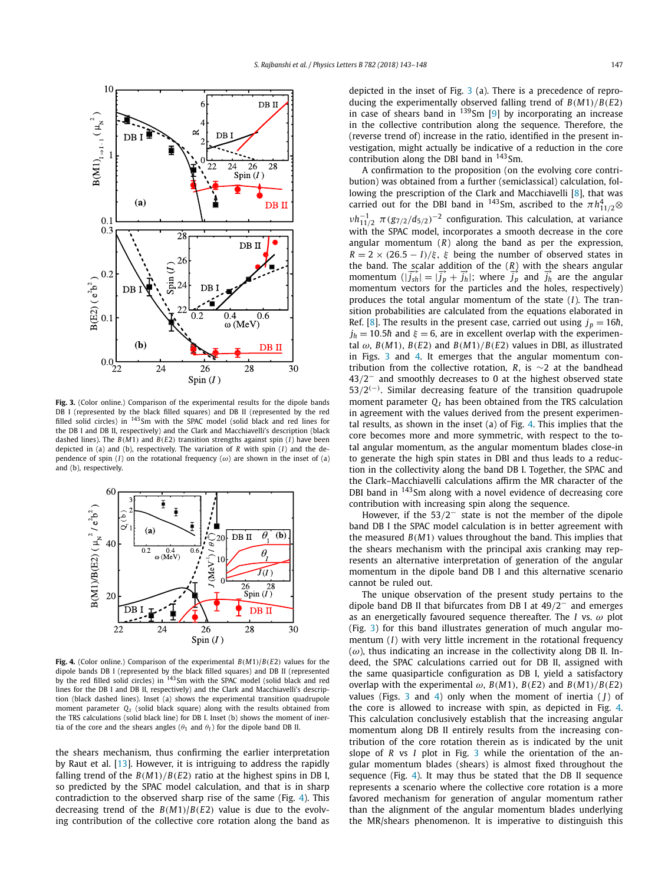**Fig. 3.** (Color online.) Comparison of the experimental results for the dipole bands DB I (represented by the black filled squares) and DB II (represented by the red filled solid circles) in $^{143}$Sm with the SPAC model (solid black and red lines for the DB I and DB II, respectively) and the Clark and Macchiavelli's description (black dashed lines). The $B(M1)$ and $B(E2)$ transition strengths against spin ($I$) have been depicted in (a) and (b), respectively. The variation of $R$ with spin ($I$) and the dependence of spin ($I$) on the rotational frequency ($\omega$) are shown in the inset of (a) and (b), respectively.

**Fig. 4.** (Color online.) Comparison of the experimental $B(M1)/B(E2)$ values for the dipole bands DB I (represented by the black filled squares) and DB II (represented by the red filled solid circles) in $^{143}$Sm with the SPAC model (solid black and red lines for the DB I and DB II, respectively) and the Clark and Macchiavelli's description (black dashed lines). Inset (a) shows the experimental transition quadrupole moment parameter $Q_t$ (solid black square) along with the results obtained from the TRS calculations (solid black line) for DB I. Inset (b) shows the moment of inertia of the core and the shears angles ($\theta_1$ and $\theta_I$) for the dipole band DB II.

the shears mechanism, thus confirming the earlier interpretation by Raut et al. [13]. However, it is intriguing to address the rapidly falling trend of the $B(M1)/B(E2)$ ratio at the highest spins in DB I, so predicted by the SPAC model calculation, and that is in sharp contradiction to the observed sharp rise of the same (Fig. 4). This decreasing trend of the $B(M1)/B(E2)$ value is due to the evolving contribution of the collective core rotation along the band as depicted in the inset of Fig. 3 (a). There is a precedence of reproducing the experimentally observed falling trend of $B(M1)/B(E2)$ in case of shears band in $^{139}$Sm [9] by incorporating an increase in the collective contribution along the sequence. Therefore, the (reverse trend of) increase in the ratio, identified in the present investigation, might actually be indicative of a reduction in the core contribution along the DBI band in $^{143}$Sm.

A confirmation to the proposition (on the evolving core contribution) was obtained from a further (semiclassical) calculation, following the prescription of the Clark and Macchiavelli [8], that was carried out for the DBI band in $^{143}$Sm, ascribed to the $\pi h^4_{11/2} \otimes \nu h^{-1}_{11/2}\ \pi(g_{7/2}/d_{5/2})^{-2}$ configuration. This calculation, at variance with the SPAC model, incorporates a smooth decrease in the core angular momentum ($R$) along the band as per the expression, $R = 2 \times (26.5 - I)/\xi$, $\xi$ being the number of observed states in the band. The scalar addition of the ($R$) with the shears angular momentum ($|\vec{j}_{sh}| = |\vec{j}_p + \vec{j}_h|$; where $\vec{j}_p$ and $\vec{j}_h$ are the angular momentum vectors for the particles and the holes, respectively) produces the total angular momentum of the state ($I$). The transition probabilities are calculated from the equations elaborated in Ref. [8]. The results in the present case, carried out using $j_p = 16\hbar$, $j_h = 10.5\hbar$ and $\xi = 6$, are in excellent overlap with the experimental $\omega$, $B(M1)$, $B(E2)$ and $B(M1)/B(E2)$ values in DBI, as illustrated in Figs. 3 and 4. It emerges that the angular momentum contribution from the collective rotation, $R$, is $\sim$2 at the bandhead $43/2^-$ and smoothly decreases to 0 at the highest observed state $53/2^{(-)}$. Similar decreasing feature of the transition quadrupole moment parameter $Q_t$ has been obtained from the TRS calculation in agreement with the values derived from the present experimental results, as shown in the inset (a) of Fig. 4. This implies that the core becomes more and more symmetric, with respect to the total angular momentum, as the angular momentum blades close-in to generate the high spin states in DBI and thus leads to a reduction in the collectivity along the band DB I. Together, the SPAC and the Clark–Macchiavelli calculations affirm the MR character of the DBI band in $^{143}$Sm along with a novel evidence of decreasing core contribution with increasing spin along the sequence.

However, if the $53/2^-$ state is not the member of the dipole band DB I the SPAC model calculation is in better agreement with the measured $B(M1)$ values throughout the band. This implies that the shears mechanism with the principal axis cranking may represents an alternative interpretation of generation of the angular momentum in the dipole band DB I and this alternative scenario cannot be ruled out.

The unique observation of the present study pertains to the dipole band DB II that bifurcates from DB I at $49/2^-$ and emerges as an energetically favoured sequence thereafter. The $I$ vs. $\omega$ plot (Fig. 3) for this band illustrates generation of much angular momentum ($I$) with very little increment in the rotational frequency ($\omega$), thus indicating an increase in the collectivity along DB II. Indeed, the SPAC calculations carried out for DB II, assigned with the same quasiparticle configuration as DB I, yield a satisfactory overlap with the experimental $\omega$, $B(M1)$, $B(E2)$ and $B(M1)/B(E2)$ values (Figs. 3 and 4) only when the moment of inertia ($J$) of the core is allowed to increase with spin, as depicted in Fig. 4. This calculation conclusively establish that the increasing angular momentum along DB II entirely results from the increasing contribution of the core rotation therein as is indicated by the unit slope of $R$ vs $I$ plot in Fig. 3 while the orientation of the angular momentum blades (shears) is almost fixed throughout the sequence (Fig. 4). It may thus be stated that the DB II sequence represents a scenario where the collective core rotation is a more favored mechanism for generation of angular momentum rather than the alignment of the angular momentum blades underlying the MR/shears phenomenon. It is imperative to distinguish this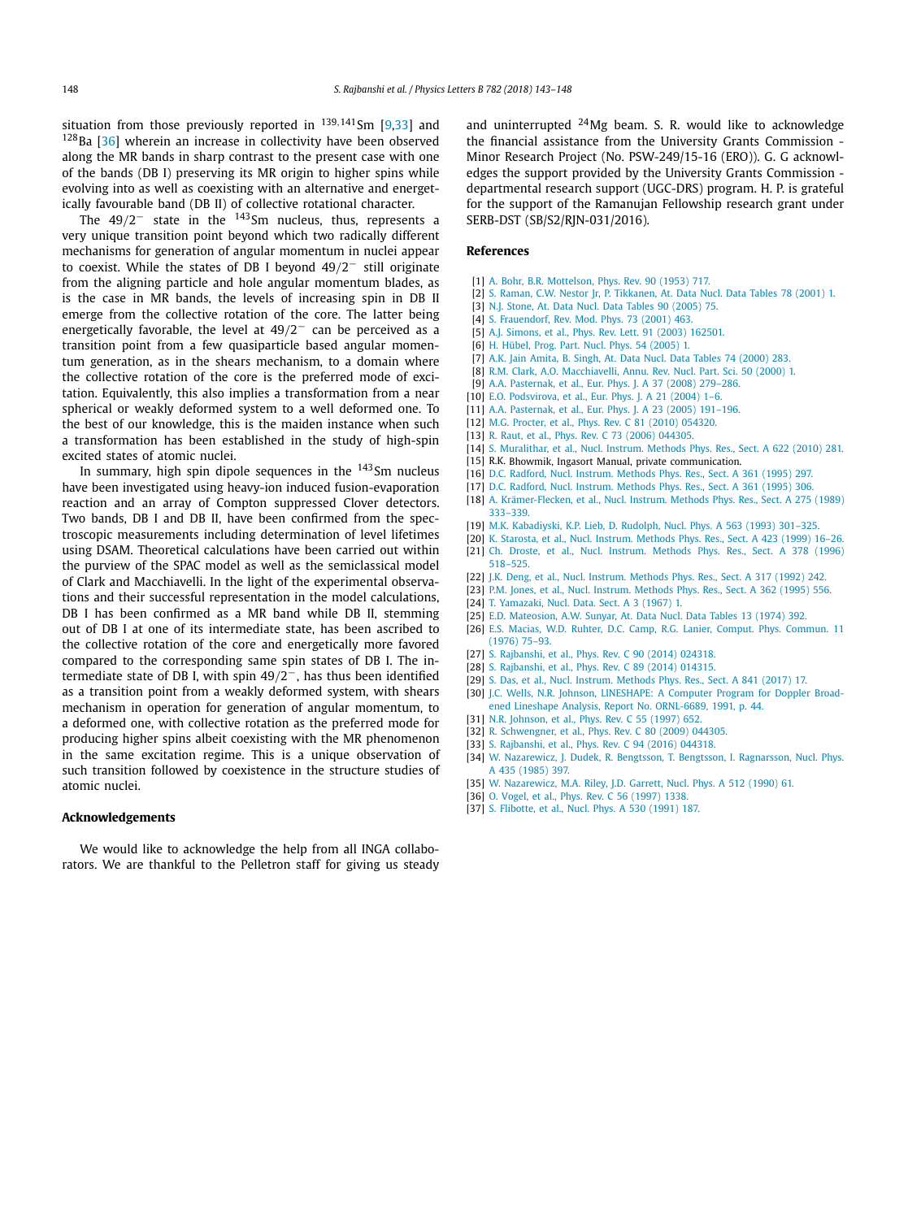situation from those previously reported in $^{139,141}$Sm [9,33] and $^{128}$Ba [36] wherein an increase in collectivity have been observed along the MR bands in sharp contrast to the present case with one of the bands (DB I) preserving its MR origin to higher spins while evolving into as well as coexisting with an alternative and energetically favourable band (DB II) of collective rotational character.

The $49/2^-$ state in the $^{143}$Sm nucleus, thus, represents a very unique transition point beyond which two radically different mechanisms for generation of angular momentum in nuclei appear to coexist. While the states of DB I beyond $49/2^-$ still originate from the aligning particle and hole angular momentum blades, as is the case in MR bands, the levels of increasing spin in DB II emerge from the collective rotation of the core. The latter being energetically favorable, the level at $49/2^-$ can be perceived as a transition point from a few quasiparticle based angular momentum generation, as in the shears mechanism, to a domain where the collective rotation of the core is the preferred mode of excitation. Equivalently, this also implies a transformation from a near spherical or weakly deformed system to a well deformed one. To the best of our knowledge, this is the maiden instance when such a transformation has been established in the study of high-spin excited states of atomic nuclei.

In summary, high spin dipole sequences in the $^{143}$Sm nucleus have been investigated using heavy-ion induced fusion-evaporation reaction and an array of Compton suppressed Clover detectors. Two bands, DB I and DB II, have been confirmed from the spectroscopic measurements including determination of level lifetimes using DSAM. Theoretical calculations have been carried out within the purview of the SPAC model as well as the semiclassical model of Clark and Macchiavelli. In the light of the experimental observations and their successful representation in the model calculations, DB I has been confirmed as a MR band while DB II, stemming out of DB I at one of its intermediate state, has been ascribed to the collective rotation of the core and energetically more favored compared to the corresponding same spin states of DB I. The intermediate state of DB I, with spin $49/2^-$, has thus been identified as a transition point from a weakly deformed system, with shears mechanism in operation for generation of angular momentum, to a deformed one, with collective rotation as the preferred mode for producing higher spins albeit coexisting with the MR phenomenon in the same excitation regime. This is a unique observation of such transition followed by coexistence in the structure studies of atomic nuclei.

## Acknowledgements

We would like to acknowledge the help from all INGA collaborators. We are thankful to the Pelletron staff for giving us steady and uninterrupted $^{24}$Mg beam. S. R. would like to acknowledge the financial assistance from the University Grants Commission - Minor Research Project (No. PSW-249/15-16 (ERO)). G. G acknowledges the support provided by the University Grants Commission - departmental research support (UGC-DRS) program. H. P. is grateful for the support of the Ramanujan Fellowship research grant under SERB-DST (SB/S2/RJN-031/2016).

## References

[1] A. Bohr, B.R. Mottelson, Phys. Rev. 90 (1953) 717.
[2] S. Raman, C.W. Nestor Jr, P. Tikkanen, At. Data Nucl. Data Tables 78 (2001) 1.
[3] N.J. Stone, At. Data Nucl. Data Tables 90 (2005) 75.
[4] S. Frauendorf, Rev. Mod. Phys. 73 (2001) 463.
[5] A.J. Simons, et al., Phys. Rev. Lett. 91 (2003) 162501.
[6] H. Hübel, Prog. Part. Nucl. Phys. 54 (2005) 1.
[7] A.K. Jain Amita, B. Singh, At. Data Nucl. Data Tables 74 (2000) 283.
[8] R.M. Clark, A.O. Macchiavelli, Annu. Rev. Nucl. Part. Sci. 50 (2000) 1.
[9] A.A. Pasternak, et al., Eur. Phys. J. A 37 (2008) 279–286.
[10] E.O. Podsvirova, et al., Eur. Phys. J. A 21 (2004) 1–6.
[11] A.A. Pasternak, et al., Eur. Phys. J. A 23 (2005) 191–196.
[12] M.G. Procter, et al., Phys. Rev. C 81 (2010) 054320.
[13] R. Raut, et al., Phys. Rev. C 73 (2006) 044305.
[14] S. Muralithar, et al., Nucl. Instrum. Methods Phys. Res., Sect. A 622 (2010) 281.
[15] R.K. Bhowmik, Ingasort Manual, private communication.
[16] D.C. Radford, Nucl. Instrum. Methods Phys. Res., Sect. A 361 (1995) 297.
[17] D.C. Radford, Nucl. Instrum. Methods Phys. Res., Sect. A 361 (1995) 306.
[18] A. Krämer-Flecken, et al., Nucl. Instrum. Methods Phys. Res., Sect. A 275 (1989) 333–339.
[19] M.K. Kabadiyski, K.P. Lieb, D. Rudolph, Nucl. Phys. A 563 (1993) 301–325.
[20] K. Starosta, et al., Nucl. Instrum. Methods Phys. Res., Sect. A 423 (1999) 16–26.
[21] Ch. Droste, et al., Nucl. Instrum. Methods Phys. Res., Sect. A 378 (1996) 518–525.
[22] J.K. Deng, et al., Nucl. Instrum. Methods Phys. Res., Sect. A 317 (1992) 242.
[23] P.M. Jones, et al., Nucl. Instrum. Methods Phys. Res., Sect. A 362 (1995) 556.
[24] T. Yamazaki, Nucl. Data. Sect. A 3 (1967) 1.
[25] E.D. Mateosion, A.W. Sunyar, At. Data Nucl. Data Tables 13 (1974) 392.
[26] E.S. Macias, W.D. Ruhter, D.C. Camp, R.G. Lanier, Comput. Phys. Commun. 11 (1976) 75–93.
[27] S. Rajbanshi, et al., Phys. Rev. C 90 (2014) 024318.
[28] S. Rajbanshi, et al., Phys. Rev. C 89 (2014) 014315.
[29] S. Das, et al., Nucl. Instrum. Methods Phys. Res., Sect. A 841 (2017) 17.
[30] J.C. Wells, N.R. Johnson, LINESHAPE: A Computer Program for Doppler Broadened Lineshape Analysis, Report No. ORNL-6689, 1991, p. 44.
[31] N.R. Johnson, et al., Phys. Rev. C 55 (1997) 652.
[32] R. Schwengner, et al., Phys. Rev. C 80 (2009) 044305.
[33] S. Rajbanshi, et al., Phys. Rev. C 94 (2016) 044318.
[34] W. Nazarewicz, J. Dudek, R. Bengtsson, T. Bengtsson, I. Ragnarsson, Nucl. Phys. A 435 (1985) 397.
[35] W. Nazarewicz, M.A. Riley, J.D. Garrett, Nucl. Phys. A 512 (1990) 61.
[36] O. Vogel, et al., Phys. Rev. C 56 (1997) 1338.
[37] S. Flibotte, et al., Nucl. Phys. A 530 (1991) 187.